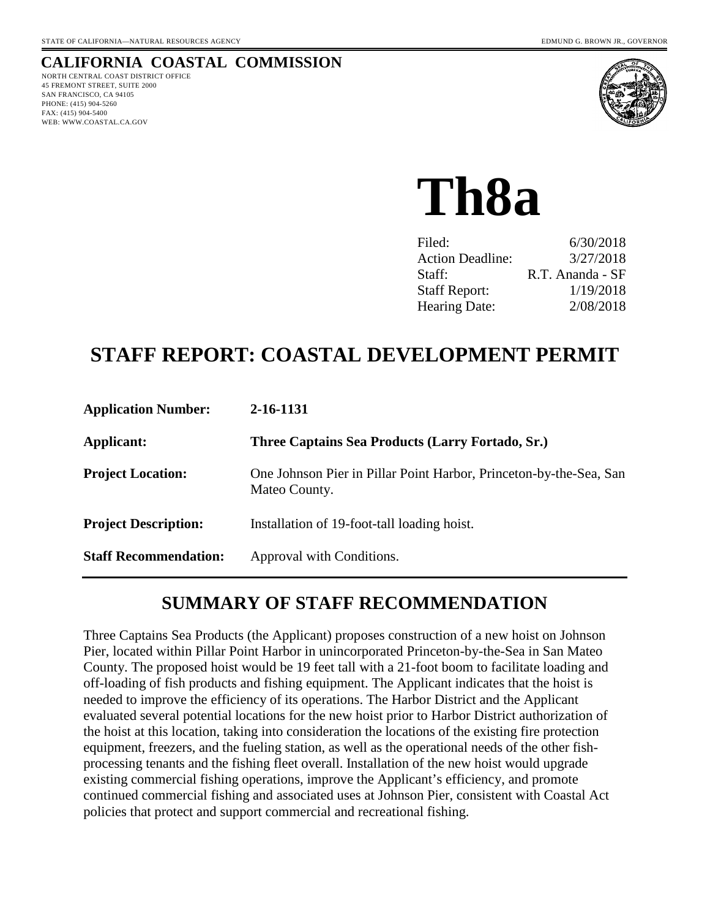STATE OF CALIFORNIA—NATURAL RESOURCES AGENCY EDMUND G. BROWN JR., GOVERNOR

**CALIFORNIA COASTAL COMMISSION**
NORTH CENTRAL COAST DISTRICT OFFICE
45 FREMONT STREET, SUITE 2000
SAN FRANCISCO, CA 94105
PHONE: (415) 904-5260
FAX: (415) 904-5400
WEB: WWW.COASTAL.CA.GOV

# Th8a

| | |
|---|---|
| Filed: | 6/30/2018 |
| Action Deadline: | 3/27/2018 |
| Staff: | R.T. Ananda - SF |
| Staff Report: | 1/19/2018 |
| Hearing Date: | 2/08/2018 |

# STAFF REPORT: COASTAL DEVELOPMENT PERMIT

| | |
|---|---|
| **Application Number:** | **2-16-1131** |
| **Applicant:** | **Three Captains Sea Products (Larry Fortado, Sr.)** |
| **Project Location:** | One Johnson Pier in Pillar Point Harbor, Princeton-by-the-Sea, San Mateo County. |
| **Project Description:** | Installation of 19-foot-tall loading hoist. |
| **Staff Recommendation:** | Approval with Conditions. |

## SUMMARY OF STAFF RECOMMENDATION

Three Captains Sea Products (the Applicant) proposes construction of a new hoist on Johnson Pier, located within Pillar Point Harbor in unincorporated Princeton-by-the-Sea in San Mateo County. The proposed hoist would be 19 feet tall with a 21-foot boom to facilitate loading and off-loading of fish products and fishing equipment. The Applicant indicates that the hoist is needed to improve the efficiency of its operations. The Harbor District and the Applicant evaluated several potential locations for the new hoist prior to Harbor District authorization of the hoist at this location, taking into consideration the locations of the existing fire protection equipment, freezers, and the fueling station, as well as the operational needs of the other fish-processing tenants and the fishing fleet overall. Installation of the new hoist would upgrade existing commercial fishing operations, improve the Applicant's efficiency, and promote continued commercial fishing and associated uses at Johnson Pier, consistent with Coastal Act policies that protect and support commercial and recreational fishing.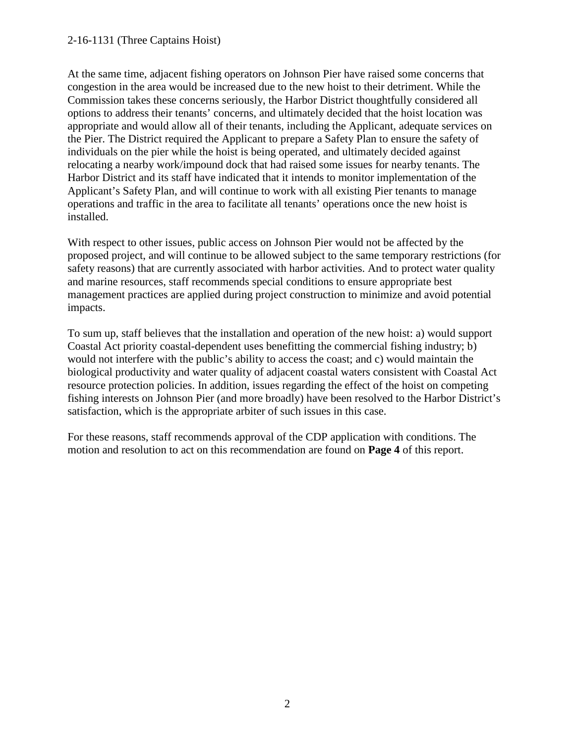At the same time, adjacent fishing operators on Johnson Pier have raised some concerns that congestion in the area would be increased due to the new hoist to their detriment. While the Commission takes these concerns seriously, the Harbor District thoughtfully considered all options to address their tenants' concerns, and ultimately decided that the hoist location was appropriate and would allow all of their tenants, including the Applicant, adequate services on the Pier. The District required the Applicant to prepare a Safety Plan to ensure the safety of individuals on the pier while the hoist is being operated, and ultimately decided against relocating a nearby work/impound dock that had raised some issues for nearby tenants. The Harbor District and its staff have indicated that it intends to monitor implementation of the Applicant's Safety Plan, and will continue to work with all existing Pier tenants to manage operations and traffic in the area to facilitate all tenants' operations once the new hoist is installed.

With respect to other issues, public access on Johnson Pier would not be affected by the proposed project, and will continue to be allowed subject to the same temporary restrictions (for safety reasons) that are currently associated with harbor activities. And to protect water quality and marine resources, staff recommends special conditions to ensure appropriate best management practices are applied during project construction to minimize and avoid potential impacts.

To sum up, staff believes that the installation and operation of the new hoist: a) would support Coastal Act priority coastal-dependent uses benefitting the commercial fishing industry; b) would not interfere with the public's ability to access the coast; and c) would maintain the biological productivity and water quality of adjacent coastal waters consistent with Coastal Act resource protection policies. In addition, issues regarding the effect of the hoist on competing fishing interests on Johnson Pier (and more broadly) have been resolved to the Harbor District's satisfaction, which is the appropriate arbiter of such issues in this case.

For these reasons, staff recommends approval of the CDP application with conditions. The motion and resolution to act on this recommendation are found on **Page 4** of this report.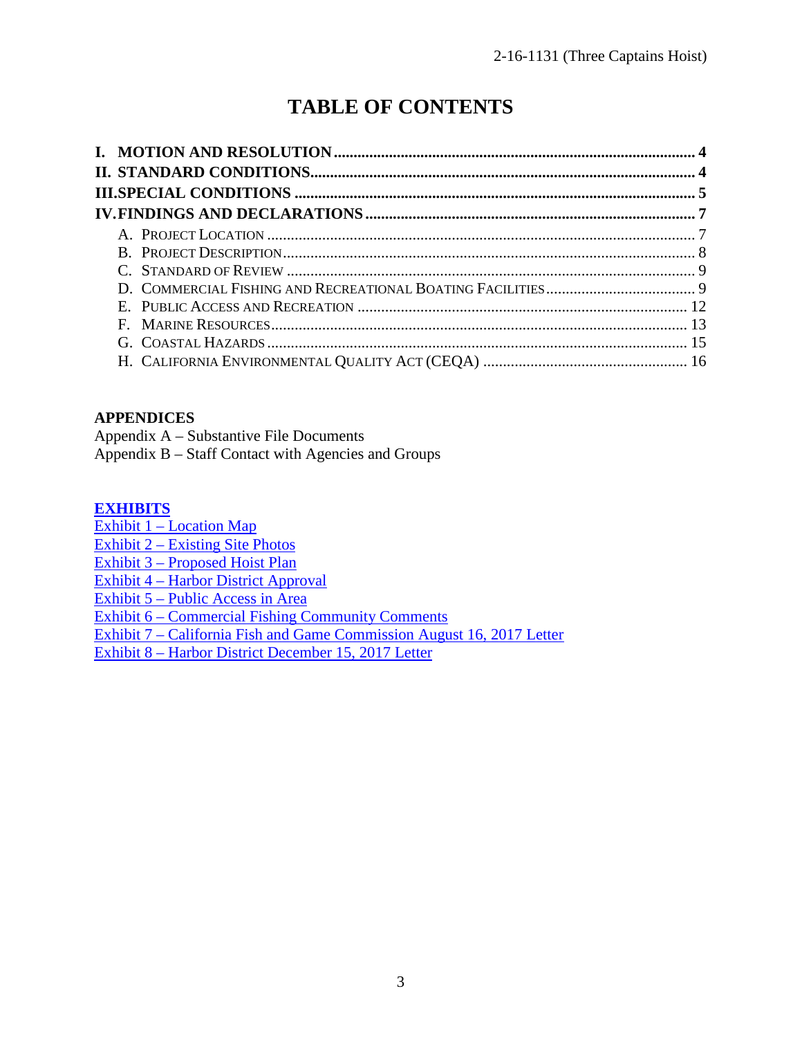# TABLE OF CONTENTS

**I. MOTION AND RESOLUTION** .......... **4**
**II. STANDARD CONDITIONS** .......... **4**
**III. SPECIAL CONDITIONS** .......... **5**
**IV. FINDINGS AND DECLARATIONS** .......... **7**

- A. Project Location .......... 7
- B. Project Description .......... 8
- C. Standard of Review .......... 9
- D. Commercial Fishing and Recreational Boating Facilities .......... 9
- E. Public Access and Recreation .......... 12
- F. Marine Resources .......... 13
- G. Coastal Hazards .......... 15
- H. California Environmental Quality Act (CEQA) .......... 16

**APPENDICES**

Appendix A – Substantive File Documents
Appendix B – Staff Contact with Agencies and Groups

**EXHIBITS**

Exhibit 1 – Location Map
Exhibit 2 – Existing Site Photos
Exhibit 3 – Proposed Hoist Plan
Exhibit 4 – Harbor District Approval
Exhibit 5 – Public Access in Area
Exhibit 6 – Commercial Fishing Community Comments
Exhibit 7 – California Fish and Game Commission August 16, 2017 Letter
Exhibit 8 – Harbor District December 15, 2017 Letter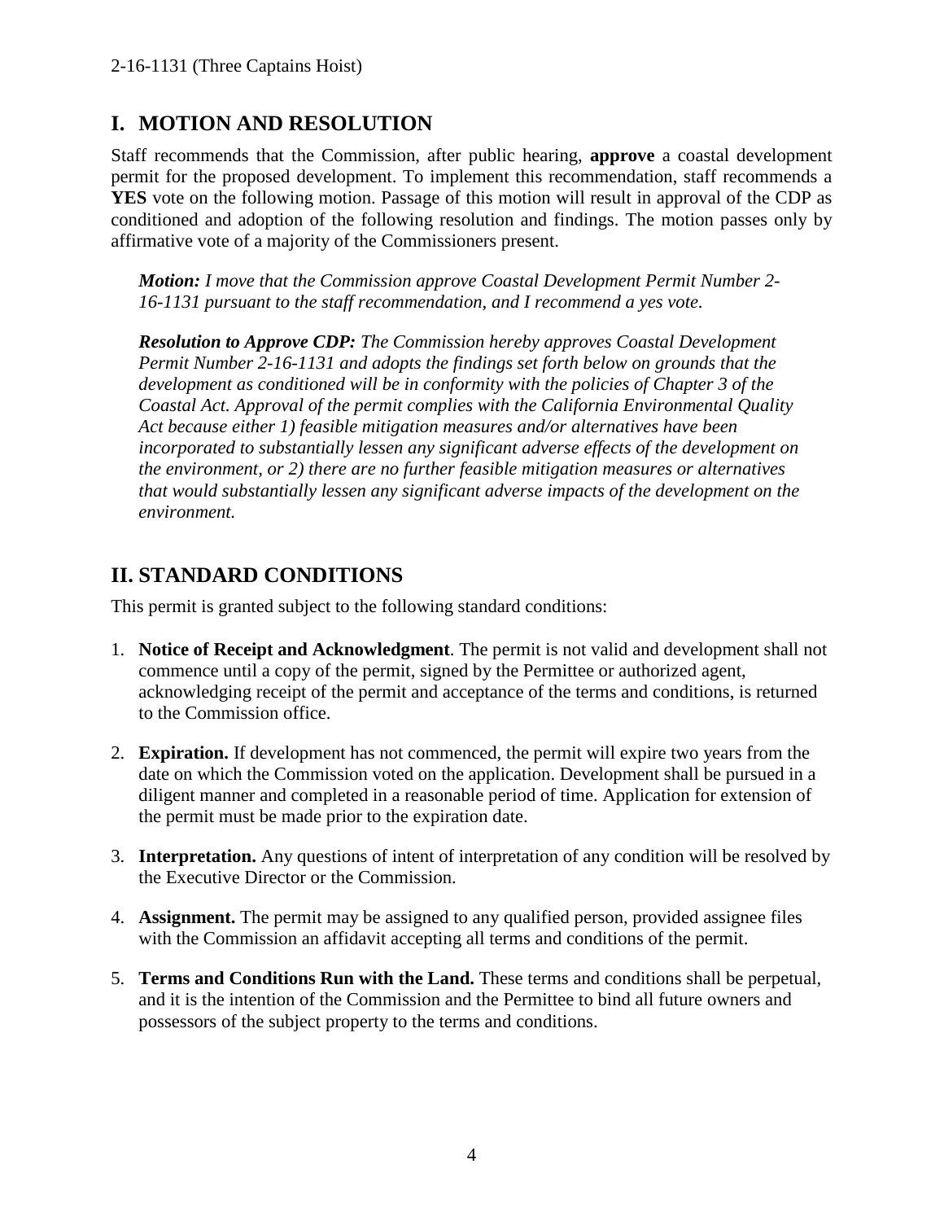## I. MOTION AND RESOLUTION

Staff recommends that the Commission, after public hearing, **approve** a coastal development permit for the proposed development. To implement this recommendation, staff recommends a **YES** vote on the following motion. Passage of this motion will result in approval of the CDP as conditioned and adoption of the following resolution and findings. The motion passes only by affirmative vote of a majority of the Commissioners present.

> ***Motion:*** *I move that the Commission approve Coastal Development Permit Number 2-16-1131 pursuant to the staff recommendation, and I recommend a yes vote.*
>
> ***Resolution to Approve CDP:*** *The Commission hereby approves Coastal Development Permit Number 2-16-1131 and adopts the findings set forth below on grounds that the development as conditioned will be in conformity with the policies of Chapter 3 of the Coastal Act. Approval of the permit complies with the California Environmental Quality Act because either 1) feasible mitigation measures and/or alternatives have been incorporated to substantially lessen any significant adverse effects of the development on the environment, or 2) there are no further feasible mitigation measures or alternatives that would substantially lessen any significant adverse impacts of the development on the environment.*

## II. STANDARD CONDITIONS

This permit is granted subject to the following standard conditions:

1. **Notice of Receipt and Acknowledgment**. The permit is not valid and development shall not commence until a copy of the permit, signed by the Permittee or authorized agent, acknowledging receipt of the permit and acceptance of the terms and conditions, is returned to the Commission office.

2. **Expiration.** If development has not commenced, the permit will expire two years from the date on which the Commission voted on the application. Development shall be pursued in a diligent manner and completed in a reasonable period of time. Application for extension of the permit must be made prior to the expiration date.

3. **Interpretation.** Any questions of intent of interpretation of any condition will be resolved by the Executive Director or the Commission.

4. **Assignment.** The permit may be assigned to any qualified person, provided assignee files with the Commission an affidavit accepting all terms and conditions of the permit.

5. **Terms and Conditions Run with the Land.** These terms and conditions shall be perpetual, and it is the intention of the Commission and the Permittee to bind all future owners and possessors of the subject property to the terms and conditions.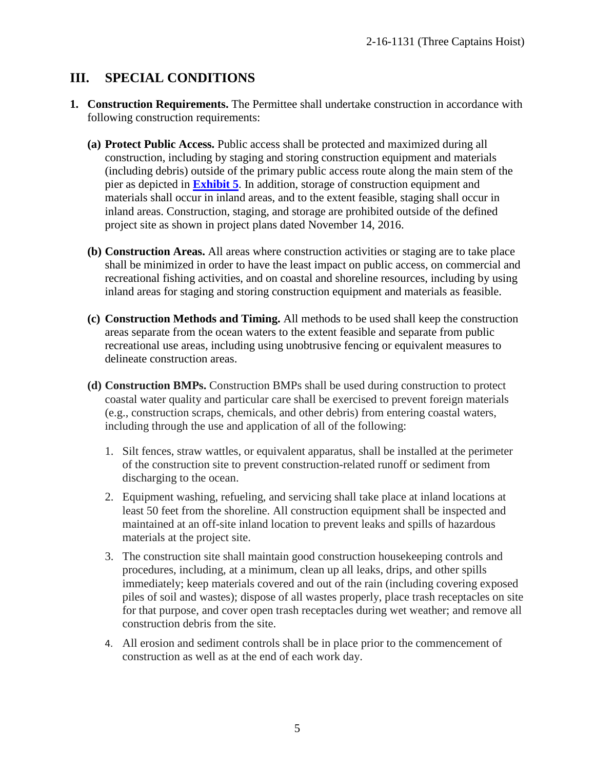## III. SPECIAL CONDITIONS

1. **Construction Requirements.** The Permittee shall undertake construction in accordance with following construction requirements:

   **(a) Protect Public Access.** Public access shall be protected and maximized during all construction, including by staging and storing construction equipment and materials (including debris) outside of the primary public access route along the main stem of the pier as depicted in **Exhibit 5**. In addition, storage of construction equipment and materials shall occur in inland areas, and to the extent feasible, staging shall occur in inland areas. Construction, staging, and storage are prohibited outside of the defined project site as shown in project plans dated November 14, 2016.

   **(b) Construction Areas.** All areas where construction activities or staging are to take place shall be minimized in order to have the least impact on public access, on commercial and recreational fishing activities, and on coastal and shoreline resources, including by using inland areas for staging and storing construction equipment and materials as feasible.

   **(c) Construction Methods and Timing.** All methods to be used shall keep the construction areas separate from the ocean waters to the extent feasible and separate from public recreational use areas, including using unobtrusive fencing or equivalent measures to delineate construction areas.

   **(d) Construction BMPs.** Construction BMPs shall be used during construction to protect coastal water quality and particular care shall be exercised to prevent foreign materials (e.g., construction scraps, chemicals, and other debris) from entering coastal waters, including through the use and application of all of the following:

      1. Silt fences, straw wattles, or equivalent apparatus, shall be installed at the perimeter of the construction site to prevent construction-related runoff or sediment from discharging to the ocean.
      2. Equipment washing, refueling, and servicing shall take place at inland locations at least 50 feet from the shoreline. All construction equipment shall be inspected and maintained at an off-site inland location to prevent leaks and spills of hazardous materials at the project site.
      3. The construction site shall maintain good construction housekeeping controls and procedures, including, at a minimum, clean up all leaks, drips, and other spills immediately; keep materials covered and out of the rain (including covering exposed piles of soil and wastes); dispose of all wastes properly, place trash receptacles on site for that purpose, and cover open trash receptacles during wet weather; and remove all construction debris from the site.
      4. All erosion and sediment controls shall be in place prior to the commencement of construction as well as at the end of each work day.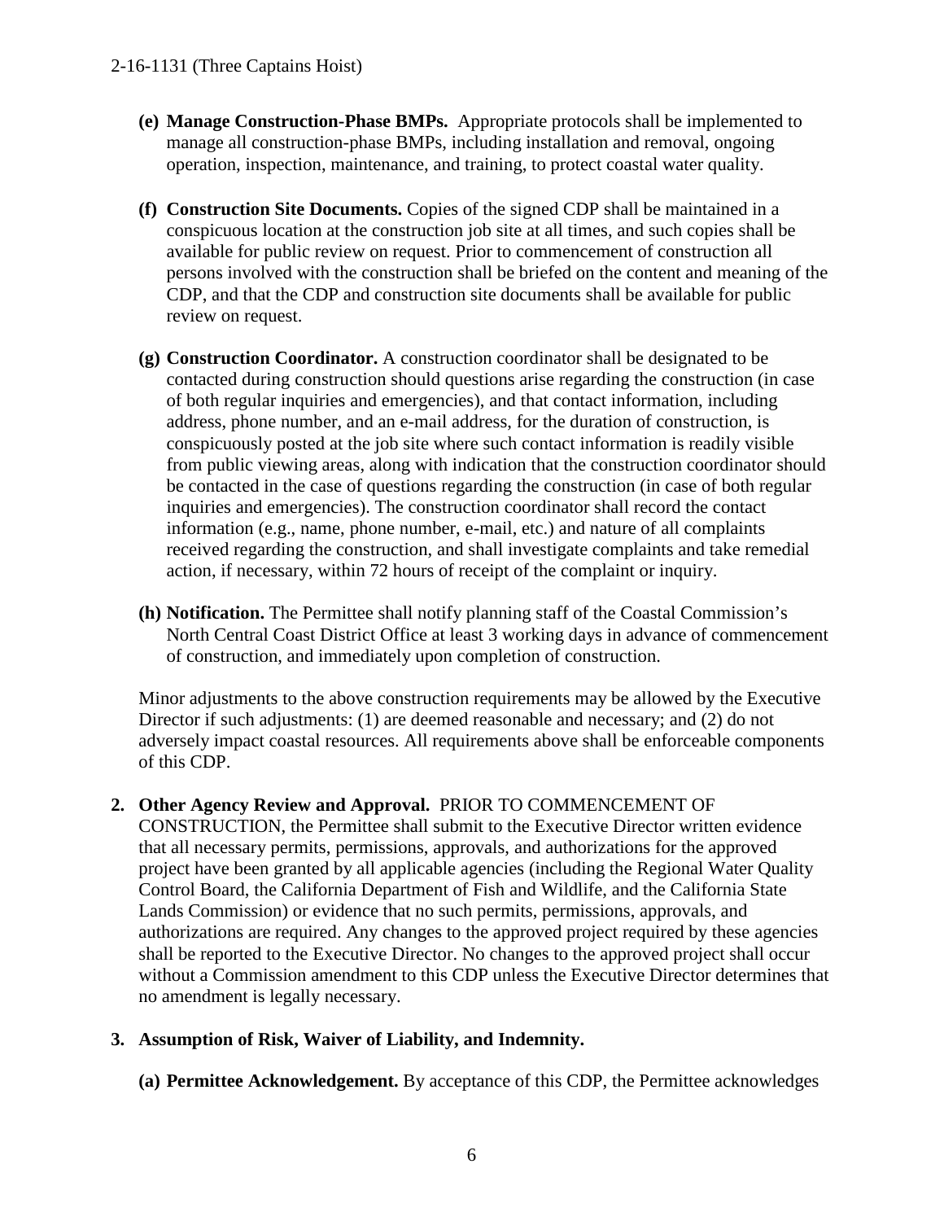- **(e) Manage Construction-Phase BMPs.** Appropriate protocols shall be implemented to manage all construction-phase BMPs, including installation and removal, ongoing operation, inspection, maintenance, and training, to protect coastal water quality.

- **(f) Construction Site Documents.** Copies of the signed CDP shall be maintained in a conspicuous location at the construction job site at all times, and such copies shall be available for public review on request. Prior to commencement of construction all persons involved with the construction shall be briefed on the content and meaning of the CDP, and that the CDP and construction site documents shall be available for public review on request.

- **(g) Construction Coordinator.** A construction coordinator shall be designated to be contacted during construction should questions arise regarding the construction (in case of both regular inquiries and emergencies), and that contact information, including address, phone number, and an e-mail address, for the duration of construction, is conspicuously posted at the job site where such contact information is readily visible from public viewing areas, along with indication that the construction coordinator should be contacted in the case of questions regarding the construction (in case of both regular inquiries and emergencies). The construction coordinator shall record the contact information (e.g., name, phone number, e-mail, etc.) and nature of all complaints received regarding the construction, and shall investigate complaints and take remedial action, if necessary, within 72 hours of receipt of the complaint or inquiry.

- **(h) Notification.** The Permittee shall notify planning staff of the Coastal Commission's North Central Coast District Office at least 3 working days in advance of commencement of construction, and immediately upon completion of construction.

Minor adjustments to the above construction requirements may be allowed by the Executive Director if such adjustments: (1) are deemed reasonable and necessary; and (2) do not adversely impact coastal resources. All requirements above shall be enforceable components of this CDP.

2. **Other Agency Review and Approval.** PRIOR TO COMMENCEMENT OF CONSTRUCTION, the Permittee shall submit to the Executive Director written evidence that all necessary permits, permissions, approvals, and authorizations for the approved project have been granted by all applicable agencies (including the Regional Water Quality Control Board, the California Department of Fish and Wildlife, and the California State Lands Commission) or evidence that no such permits, permissions, approvals, and authorizations are required. Any changes to the approved project required by these agencies shall be reported to the Executive Director. No changes to the approved project shall occur without a Commission amendment to this CDP unless the Executive Director determines that no amendment is legally necessary.

3. **Assumption of Risk, Waiver of Liability, and Indemnity.**

   **(a) Permittee Acknowledgement.** By acceptance of this CDP, the Permittee acknowledges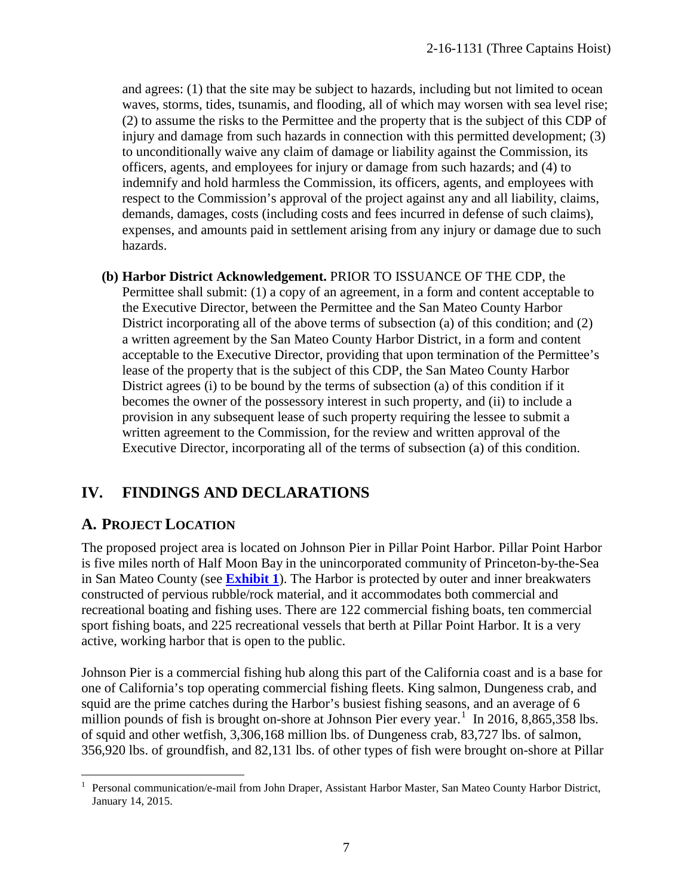and agrees: (1) that the site may be subject to hazards, including but not limited to ocean waves, storms, tides, tsunamis, and flooding, all of which may worsen with sea level rise; (2) to assume the risks to the Permittee and the property that is the subject of this CDP of injury and damage from such hazards in connection with this permitted development; (3) to unconditionally waive any claim of damage or liability against the Commission, its officers, agents, and employees for injury or damage from such hazards; and (4) to indemnify and hold harmless the Commission, its officers, agents, and employees with respect to the Commission's approval of the project against any and all liability, claims, demands, damages, costs (including costs and fees incurred in defense of such claims), expenses, and amounts paid in settlement arising from any injury or damage due to such hazards.

**(b) Harbor District Acknowledgement.** PRIOR TO ISSUANCE OF THE CDP, the Permittee shall submit: (1) a copy of an agreement, in a form and content acceptable to the Executive Director, between the Permittee and the San Mateo County Harbor District incorporating all of the above terms of subsection (a) of this condition; and (2) a written agreement by the San Mateo County Harbor District, in a form and content acceptable to the Executive Director, providing that upon termination of the Permittee's lease of the property that is the subject of this CDP, the San Mateo County Harbor District agrees (i) to be bound by the terms of subsection (a) of this condition if it becomes the owner of the possessory interest in such property, and (ii) to include a provision in any subsequent lease of such property requiring the lessee to submit a written agreement to the Commission, for the review and written approval of the Executive Director, incorporating all of the terms of subsection (a) of this condition.

# IV. FINDINGS AND DECLARATIONS

## A. PROJECT LOCATION

The proposed project area is located on Johnson Pier in Pillar Point Harbor. Pillar Point Harbor is five miles north of Half Moon Bay in the unincorporated community of Princeton-by-the-Sea in San Mateo County (see **Exhibit 1**). The Harbor is protected by outer and inner breakwaters constructed of pervious rubble/rock material, and it accommodates both commercial and recreational boating and fishing uses. There are 122 commercial fishing boats, ten commercial sport fishing boats, and 225 recreational vessels that berth at Pillar Point Harbor. It is a very active, working harbor that is open to the public.

Johnson Pier is a commercial fishing hub along this part of the California coast and is a base for one of California's top operating commercial fishing fleets. King salmon, Dungeness crab, and squid are the prime catches during the Harbor's busiest fishing seasons, and an average of 6 million pounds of fish is brought on-shore at Johnson Pier every year.[1] In 2016, 8,865,358 lbs. of squid and other wetfish, 3,306,168 million lbs. of Dungeness crab, 83,727 lbs. of salmon, 356,920 lbs. of groundfish, and 82,131 lbs. of other types of fish were brought on-shore at Pillar

---

[1] Personal communication/e-mail from John Draper, Assistant Harbor Master, San Mateo County Harbor District, January 14, 2015.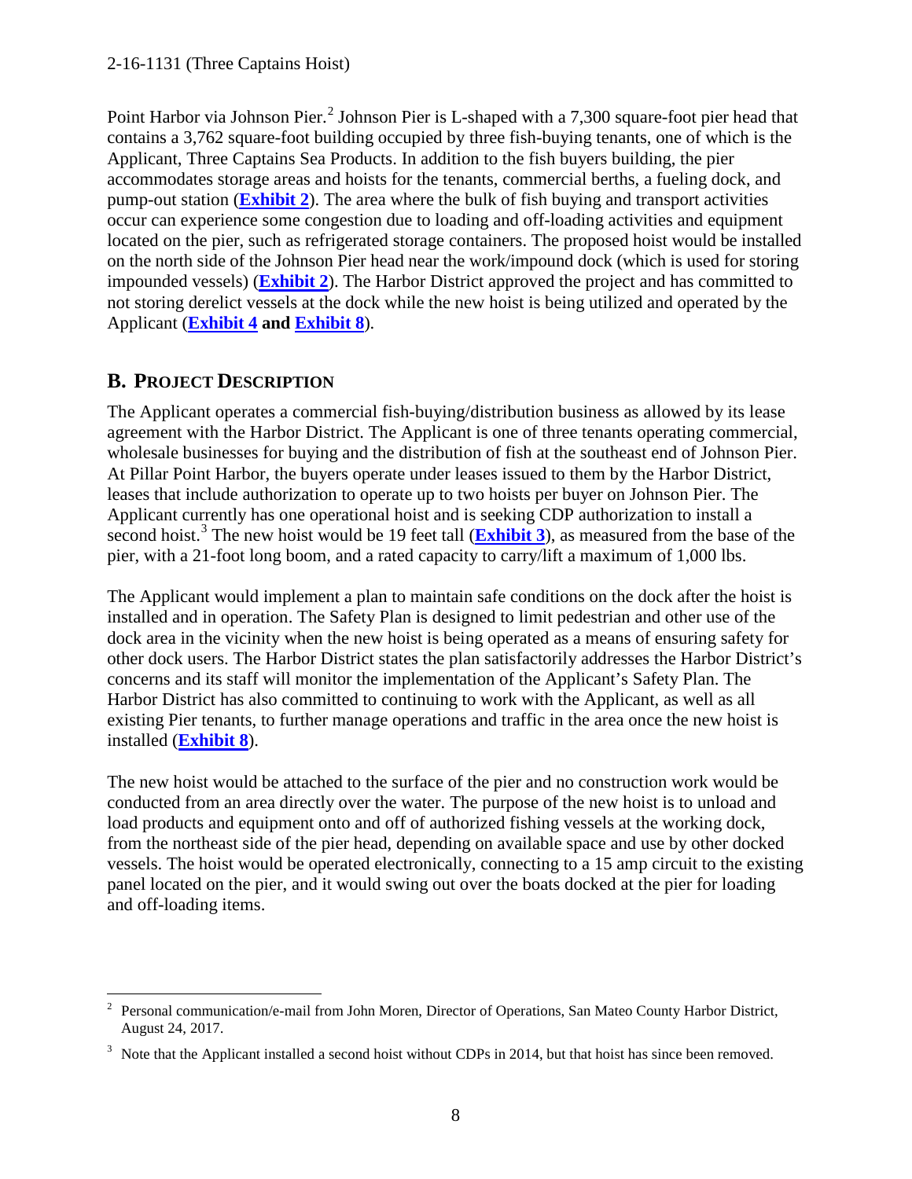Point Harbor via Johnson Pier.[2] Johnson Pier is L-shaped with a 7,300 square-foot pier head that contains a 3,762 square-foot building occupied by three fish-buying tenants, one of which is the Applicant, Three Captains Sea Products. In addition to the fish buyers building, the pier accommodates storage areas and hoists for the tenants, commercial berths, a fueling dock, and pump-out station (**Exhibit 2**). The area where the bulk of fish buying and transport activities occur can experience some congestion due to loading and off-loading activities and equipment located on the pier, such as refrigerated storage containers. The proposed hoist would be installed on the north side of the Johnson Pier head near the work/impound dock (which is used for storing impounded vessels) (**Exhibit 2**). The Harbor District approved the project and has committed to not storing derelict vessels at the dock while the new hoist is being utilized and operated by the Applicant (**Exhibit 4** **and** **Exhibit 8**).

## B. PROJECT DESCRIPTION

The Applicant operates a commercial fish-buying/distribution business as allowed by its lease agreement with the Harbor District. The Applicant is one of three tenants operating commercial, wholesale businesses for buying and the distribution of fish at the southeast end of Johnson Pier. At Pillar Point Harbor, the buyers operate under leases issued to them by the Harbor District, leases that include authorization to operate up to two hoists per buyer on Johnson Pier. The Applicant currently has one operational hoist and is seeking CDP authorization to install a second hoist.[3] The new hoist would be 19 feet tall (**Exhibit 3**), as measured from the base of the pier, with a 21-foot long boom, and a rated capacity to carry/lift a maximum of 1,000 lbs.

The Applicant would implement a plan to maintain safe conditions on the dock after the hoist is installed and in operation. The Safety Plan is designed to limit pedestrian and other use of the dock area in the vicinity when the new hoist is being operated as a means of ensuring safety for other dock users. The Harbor District states the plan satisfactorily addresses the Harbor District's concerns and its staff will monitor the implementation of the Applicant's Safety Plan. The Harbor District has also committed to continuing to work with the Applicant, as well as all existing Pier tenants, to further manage operations and traffic in the area once the new hoist is installed (**Exhibit 8**).

The new hoist would be attached to the surface of the pier and no construction work would be conducted from an area directly over the water. The purpose of the new hoist is to unload and load products and equipment onto and off of authorized fishing vessels at the working dock, from the northeast side of the pier head, depending on available space and use by other docked vessels. The hoist would be operated electronically, connecting to a 15 amp circuit to the existing panel located on the pier, and it would swing out over the boats docked at the pier for loading and off-loading items.

---

[2] Personal communication/e-mail from John Moren, Director of Operations, San Mateo County Harbor District, August 24, 2017.

[3] Note that the Applicant installed a second hoist without CDPs in 2014, but that hoist has since been removed.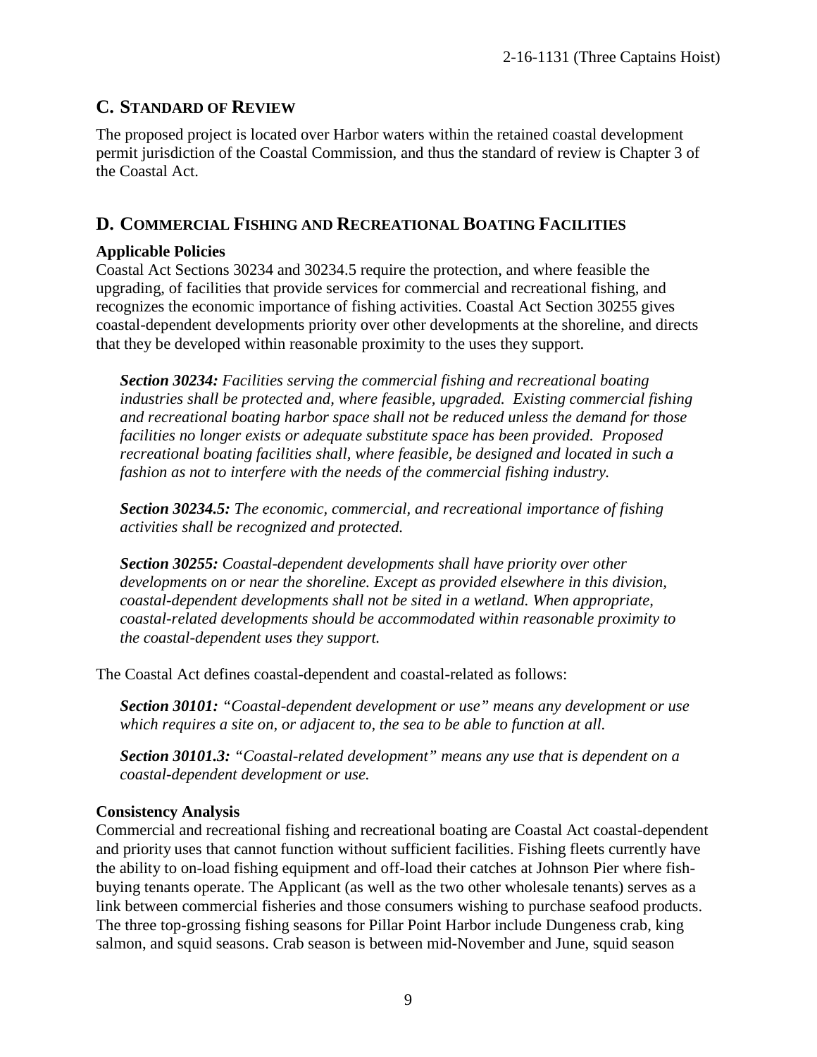## C. STANDARD OF REVIEW

The proposed project is located over Harbor waters within the retained coastal development permit jurisdiction of the Coastal Commission, and thus the standard of review is Chapter 3 of the Coastal Act.

## D. COMMERCIAL FISHING AND RECREATIONAL BOATING FACILITIES

**Applicable Policies**

Coastal Act Sections 30234 and 30234.5 require the protection, and where feasible the upgrading, of facilities that provide services for commercial and recreational fishing, and recognizes the economic importance of fishing activities. Coastal Act Section 30255 gives coastal-dependent developments priority over other developments at the shoreline, and directs that they be developed within reasonable proximity to the uses they support.

> ***Section 30234:*** *Facilities serving the commercial fishing and recreational boating industries shall be protected and, where feasible, upgraded. Existing commercial fishing and recreational boating harbor space shall not be reduced unless the demand for those facilities no longer exists or adequate substitute space has been provided. Proposed recreational boating facilities shall, where feasible, be designed and located in such a fashion as not to interfere with the needs of the commercial fishing industry.*
>
> ***Section 30234.5:*** *The economic, commercial, and recreational importance of fishing activities shall be recognized and protected.*
>
> ***Section 30255:*** *Coastal-dependent developments shall have priority over other developments on or near the shoreline. Except as provided elsewhere in this division, coastal-dependent developments shall not be sited in a wetland. When appropriate, coastal-related developments should be accommodated within reasonable proximity to the coastal-dependent uses they support.*

The Coastal Act defines coastal-dependent and coastal-related as follows:

> ***Section 30101:*** *"Coastal-dependent development or use" means any development or use which requires a site on, or adjacent to, the sea to be able to function at all.*
>
> ***Section 30101.3:*** *"Coastal-related development" means any use that is dependent on a coastal-dependent development or use.*

**Consistency Analysis**

Commercial and recreational fishing and recreational boating are Coastal Act coastal-dependent and priority uses that cannot function without sufficient facilities. Fishing fleets currently have the ability to on-load fishing equipment and off-load their catches at Johnson Pier where fish-buying tenants operate. The Applicant (as well as the two other wholesale tenants) serves as a link between commercial fisheries and those consumers wishing to purchase seafood products. The three top-grossing fishing seasons for Pillar Point Harbor include Dungeness crab, king salmon, and squid seasons. Crab season is between mid-November and June, squid season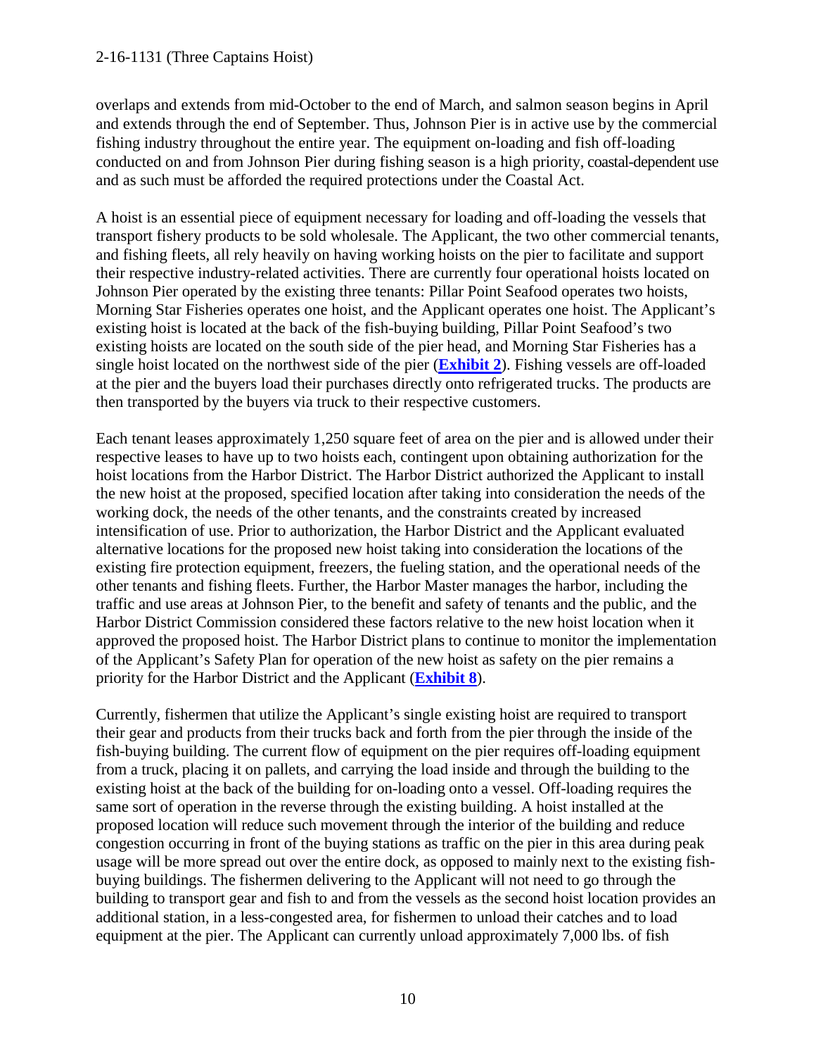overlaps and extends from mid-October to the end of March, and salmon season begins in April and extends through the end of September. Thus, Johnson Pier is in active use by the commercial fishing industry throughout the entire year. The equipment on-loading and fish off-loading conducted on and from Johnson Pier during fishing season is a high priority, coastal-dependent use and as such must be afforded the required protections under the Coastal Act.

A hoist is an essential piece of equipment necessary for loading and off-loading the vessels that transport fishery products to be sold wholesale. The Applicant, the two other commercial tenants, and fishing fleets, all rely heavily on having working hoists on the pier to facilitate and support their respective industry-related activities. There are currently four operational hoists located on Johnson Pier operated by the existing three tenants: Pillar Point Seafood operates two hoists, Morning Star Fisheries operates one hoist, and the Applicant operates one hoist. The Applicant's existing hoist is located at the back of the fish-buying building, Pillar Point Seafood's two existing hoists are located on the south side of the pier head, and Morning Star Fisheries has a single hoist located on the northwest side of the pier (**Exhibit 2**). Fishing vessels are off-loaded at the pier and the buyers load their purchases directly onto refrigerated trucks. The products are then transported by the buyers via truck to their respective customers.

Each tenant leases approximately 1,250 square feet of area on the pier and is allowed under their respective leases to have up to two hoists each, contingent upon obtaining authorization for the hoist locations from the Harbor District. The Harbor District authorized the Applicant to install the new hoist at the proposed, specified location after taking into consideration the needs of the working dock, the needs of the other tenants, and the constraints created by increased intensification of use. Prior to authorization, the Harbor District and the Applicant evaluated alternative locations for the proposed new hoist taking into consideration the locations of the existing fire protection equipment, freezers, the fueling station, and the operational needs of the other tenants and fishing fleets. Further, the Harbor Master manages the harbor, including the traffic and use areas at Johnson Pier, to the benefit and safety of tenants and the public, and the Harbor District Commission considered these factors relative to the new hoist location when it approved the proposed hoist. The Harbor District plans to continue to monitor the implementation of the Applicant's Safety Plan for operation of the new hoist as safety on the pier remains a priority for the Harbor District and the Applicant (**Exhibit 8**).

Currently, fishermen that utilize the Applicant's single existing hoist are required to transport their gear and products from their trucks back and forth from the pier through the inside of the fish-buying building. The current flow of equipment on the pier requires off-loading equipment from a truck, placing it on pallets, and carrying the load inside and through the building to the existing hoist at the back of the building for on-loading onto a vessel. Off-loading requires the same sort of operation in the reverse through the existing building. A hoist installed at the proposed location will reduce such movement through the interior of the building and reduce congestion occurring in front of the buying stations as traffic on the pier in this area during peak usage will be more spread out over the entire dock, as opposed to mainly next to the existing fish-buying buildings. The fishermen delivering to the Applicant will not need to go through the building to transport gear and fish to and from the vessels as the second hoist location provides an additional station, in a less-congested area, for fishermen to unload their catches and to load equipment at the pier. The Applicant can currently unload approximately 7,000 lbs. of fish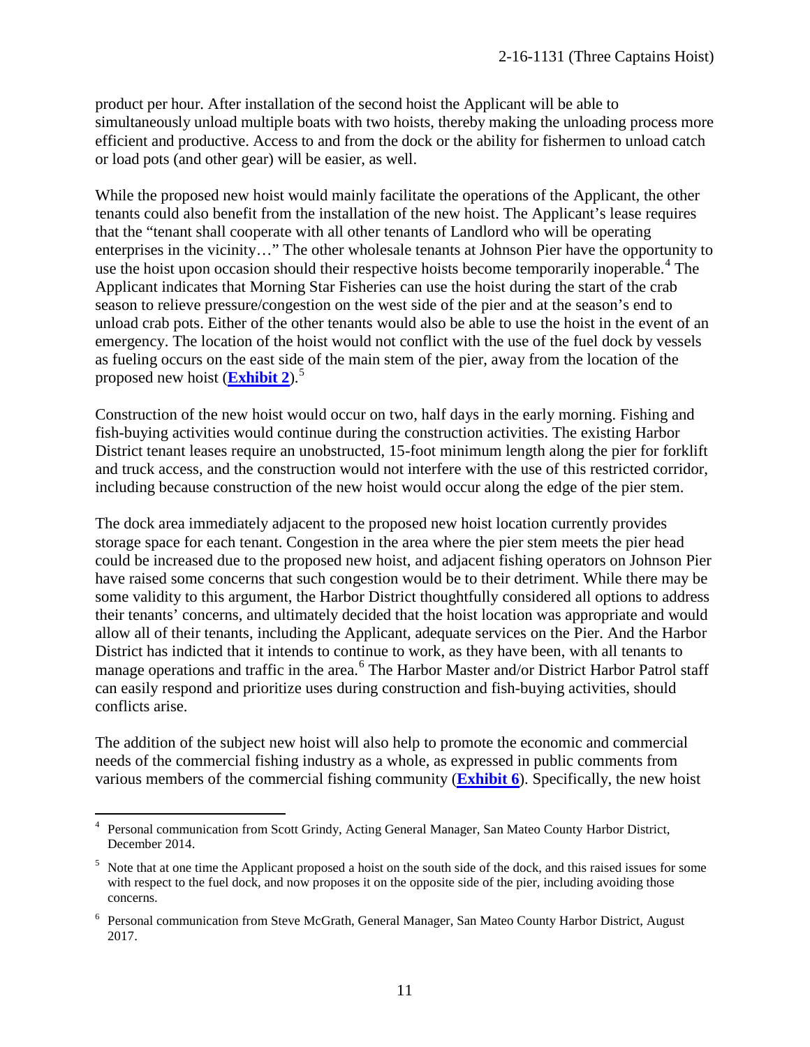product per hour. After installation of the second hoist the Applicant will be able to simultaneously unload multiple boats with two hoists, thereby making the unloading process more efficient and productive. Access to and from the dock or the ability for fishermen to unload catch or load pots (and other gear) will be easier, as well.

While the proposed new hoist would mainly facilitate the operations of the Applicant, the other tenants could also benefit from the installation of the new hoist. The Applicant's lease requires that the "tenant shall cooperate with all other tenants of Landlord who will be operating enterprises in the vicinity…" The other wholesale tenants at Johnson Pier have the opportunity to use the hoist upon occasion should their respective hoists become temporarily inoperable.[4] The Applicant indicates that Morning Star Fisheries can use the hoist during the start of the crab season to relieve pressure/congestion on the west side of the pier and at the season's end to unload crab pots. Either of the other tenants would also be able to use the hoist in the event of an emergency. The location of the hoist would not conflict with the use of the fuel dock by vessels as fueling occurs on the east side of the main stem of the pier, away from the location of the proposed new hoist (**Exhibit 2**).[5]

Construction of the new hoist would occur on two, half days in the early morning. Fishing and fish-buying activities would continue during the construction activities. The existing Harbor District tenant leases require an unobstructed, 15-foot minimum length along the pier for forklift and truck access, and the construction would not interfere with the use of this restricted corridor, including because construction of the new hoist would occur along the edge of the pier stem.

The dock area immediately adjacent to the proposed new hoist location currently provides storage space for each tenant. Congestion in the area where the pier stem meets the pier head could be increased due to the proposed new hoist, and adjacent fishing operators on Johnson Pier have raised some concerns that such congestion would be to their detriment. While there may be some validity to this argument, the Harbor District thoughtfully considered all options to address their tenants' concerns, and ultimately decided that the hoist location was appropriate and would allow all of their tenants, including the Applicant, adequate services on the Pier. And the Harbor District has indicted that it intends to continue to work, as they have been, with all tenants to manage operations and traffic in the area.[6] The Harbor Master and/or District Harbor Patrol staff can easily respond and prioritize uses during construction and fish-buying activities, should conflicts arise.

The addition of the subject new hoist will also help to promote the economic and commercial needs of the commercial fishing industry as a whole, as expressed in public comments from various members of the commercial fishing community (**Exhibit 6**). Specifically, the new hoist

---

[4] Personal communication from Scott Grindy, Acting General Manager, San Mateo County Harbor District, December 2014.

[5] Note that at one time the Applicant proposed a hoist on the south side of the dock, and this raised issues for some with respect to the fuel dock, and now proposes it on the opposite side of the pier, including avoiding those concerns.

[6] Personal communication from Steve McGrath, General Manager, San Mateo County Harbor District, August 2017.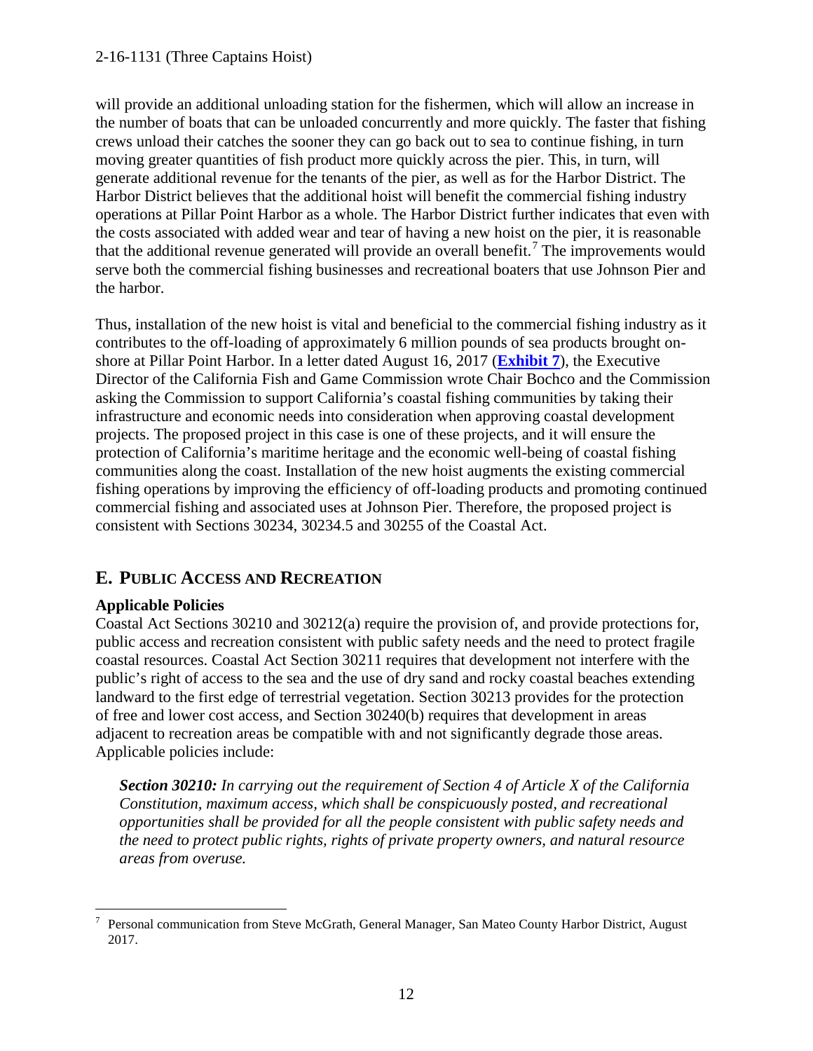will provide an additional unloading station for the fishermen, which will allow an increase in the number of boats that can be unloaded concurrently and more quickly. The faster that fishing crews unload their catches the sooner they can go back out to sea to continue fishing, in turn moving greater quantities of fish product more quickly across the pier. This, in turn, will generate additional revenue for the tenants of the pier, as well as for the Harbor District. The Harbor District believes that the additional hoist will benefit the commercial fishing industry operations at Pillar Point Harbor as a whole. The Harbor District further indicates that even with the costs associated with added wear and tear of having a new hoist on the pier, it is reasonable that the additional revenue generated will provide an overall benefit.[7] The improvements would serve both the commercial fishing businesses and recreational boaters that use Johnson Pier and the harbor.

Thus, installation of the new hoist is vital and beneficial to the commercial fishing industry as it contributes to the off-loading of approximately 6 million pounds of sea products brought on-shore at Pillar Point Harbor. In a letter dated August 16, 2017 (**Exhibit 7**), the Executive Director of the California Fish and Game Commission wrote Chair Bochco and the Commission asking the Commission to support California's coastal fishing communities by taking their infrastructure and economic needs into consideration when approving coastal development projects. The proposed project in this case is one of these projects, and it will ensure the protection of California's maritime heritage and the economic well-being of coastal fishing communities along the coast. Installation of the new hoist augments the existing commercial fishing operations by improving the efficiency of off-loading products and promoting continued commercial fishing and associated uses at Johnson Pier. Therefore, the proposed project is consistent with Sections 30234, 30234.5 and 30255 of the Coastal Act.

## E. PUBLIC ACCESS AND RECREATION

**Applicable Policies**

Coastal Act Sections 30210 and 30212(a) require the provision of, and provide protections for, public access and recreation consistent with public safety needs and the need to protect fragile coastal resources. Coastal Act Section 30211 requires that development not interfere with the public's right of access to the sea and the use of dry sand and rocky coastal beaches extending landward to the first edge of terrestrial vegetation. Section 30213 provides for the protection of free and lower cost access, and Section 30240(b) requires that development in areas adjacent to recreation areas be compatible with and not significantly degrade those areas. Applicable policies include:

> ***Section 30210:*** *In carrying out the requirement of Section 4 of Article X of the California Constitution, maximum access, which shall be conspicuously posted, and recreational opportunities shall be provided for all the people consistent with public safety needs and the need to protect public rights, rights of private property owners, and natural resource areas from overuse.*

---

[7] Personal communication from Steve McGrath, General Manager, San Mateo County Harbor District, August 2017.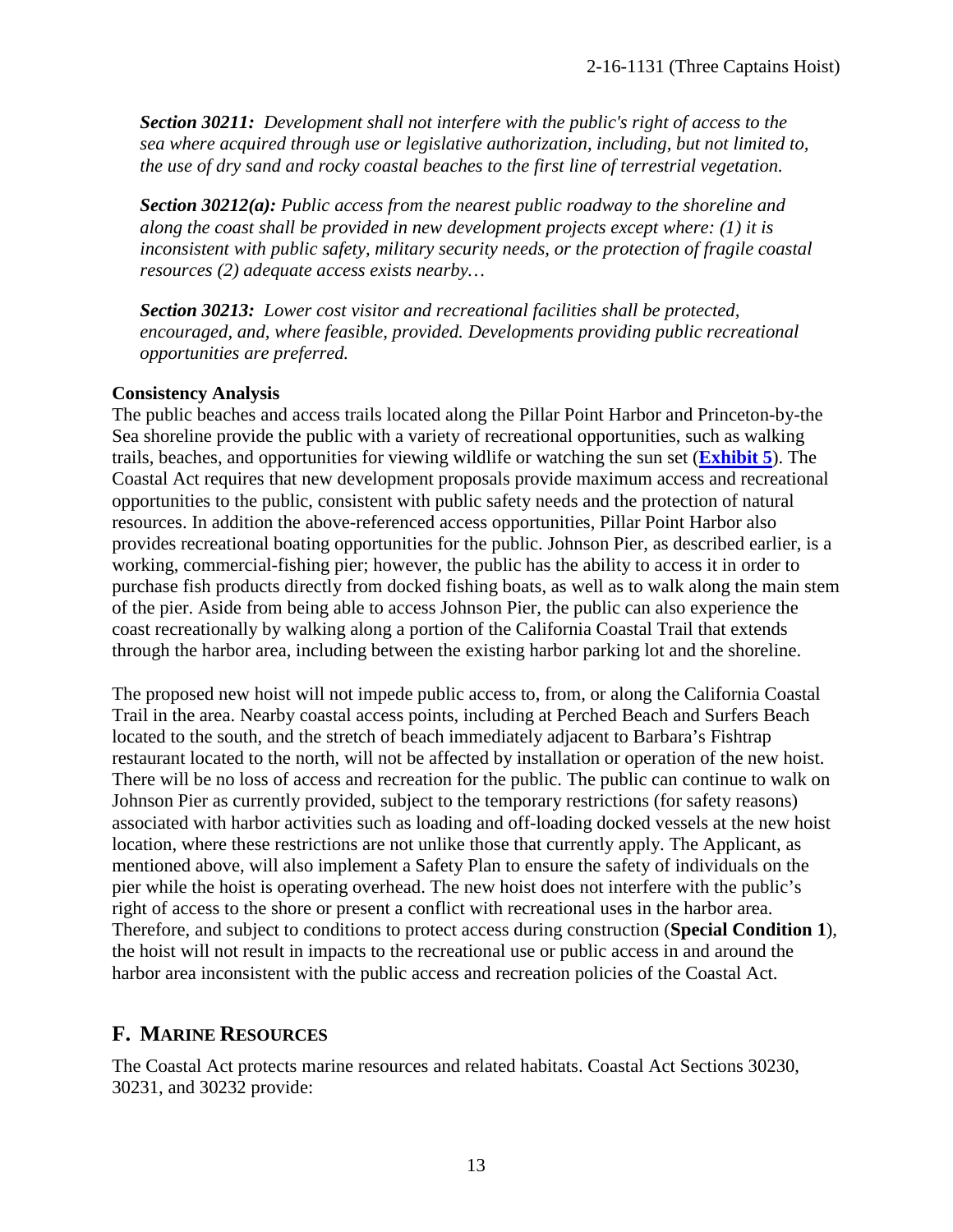***Section 30211:** Development shall not interfere with the public's right of access to the sea where acquired through use or legislative authorization, including, but not limited to, the use of dry sand and rocky coastal beaches to the first line of terrestrial vegetation.*

***Section 30212(a):** Public access from the nearest public roadway to the shoreline and along the coast shall be provided in new development projects except where: (1) it is inconsistent with public safety, military security needs, or the protection of fragile coastal resources (2) adequate access exists nearby…*

***Section 30213:** Lower cost visitor and recreational facilities shall be protected, encouraged, and, where feasible, provided. Developments providing public recreational opportunities are preferred.*

**Consistency Analysis**

The public beaches and access trails located along the Pillar Point Harbor and Princeton-by-the Sea shoreline provide the public with a variety of recreational opportunities, such as walking trails, beaches, and opportunities for viewing wildlife or watching the sun set (**Exhibit 5**). The Coastal Act requires that new development proposals provide maximum access and recreational opportunities to the public, consistent with public safety needs and the protection of natural resources. In addition the above-referenced access opportunities, Pillar Point Harbor also provides recreational boating opportunities for the public. Johnson Pier, as described earlier, is a working, commercial-fishing pier; however, the public has the ability to access it in order to purchase fish products directly from docked fishing boats, as well as to walk along the main stem of the pier. Aside from being able to access Johnson Pier, the public can also experience the coast recreationally by walking along a portion of the California Coastal Trail that extends through the harbor area, including between the existing harbor parking lot and the shoreline.

The proposed new hoist will not impede public access to, from, or along the California Coastal Trail in the area. Nearby coastal access points, including at Perched Beach and Surfers Beach located to the south, and the stretch of beach immediately adjacent to Barbara's Fishtrap restaurant located to the north, will not be affected by installation or operation of the new hoist. There will be no loss of access and recreation for the public. The public can continue to walk on Johnson Pier as currently provided, subject to the temporary restrictions (for safety reasons) associated with harbor activities such as loading and off-loading docked vessels at the new hoist location, where these restrictions are not unlike those that currently apply. The Applicant, as mentioned above, will also implement a Safety Plan to ensure the safety of individuals on the pier while the hoist is operating overhead. The new hoist does not interfere with the public's right of access to the shore or present a conflict with recreational uses in the harbor area. Therefore, and subject to conditions to protect access during construction (**Special Condition 1**), the hoist will not result in impacts to the recreational use or public access in and around the harbor area inconsistent with the public access and recreation policies of the Coastal Act.

## F. MARINE RESOURCES

The Coastal Act protects marine resources and related habitats. Coastal Act Sections 30230, 30231, and 30232 provide: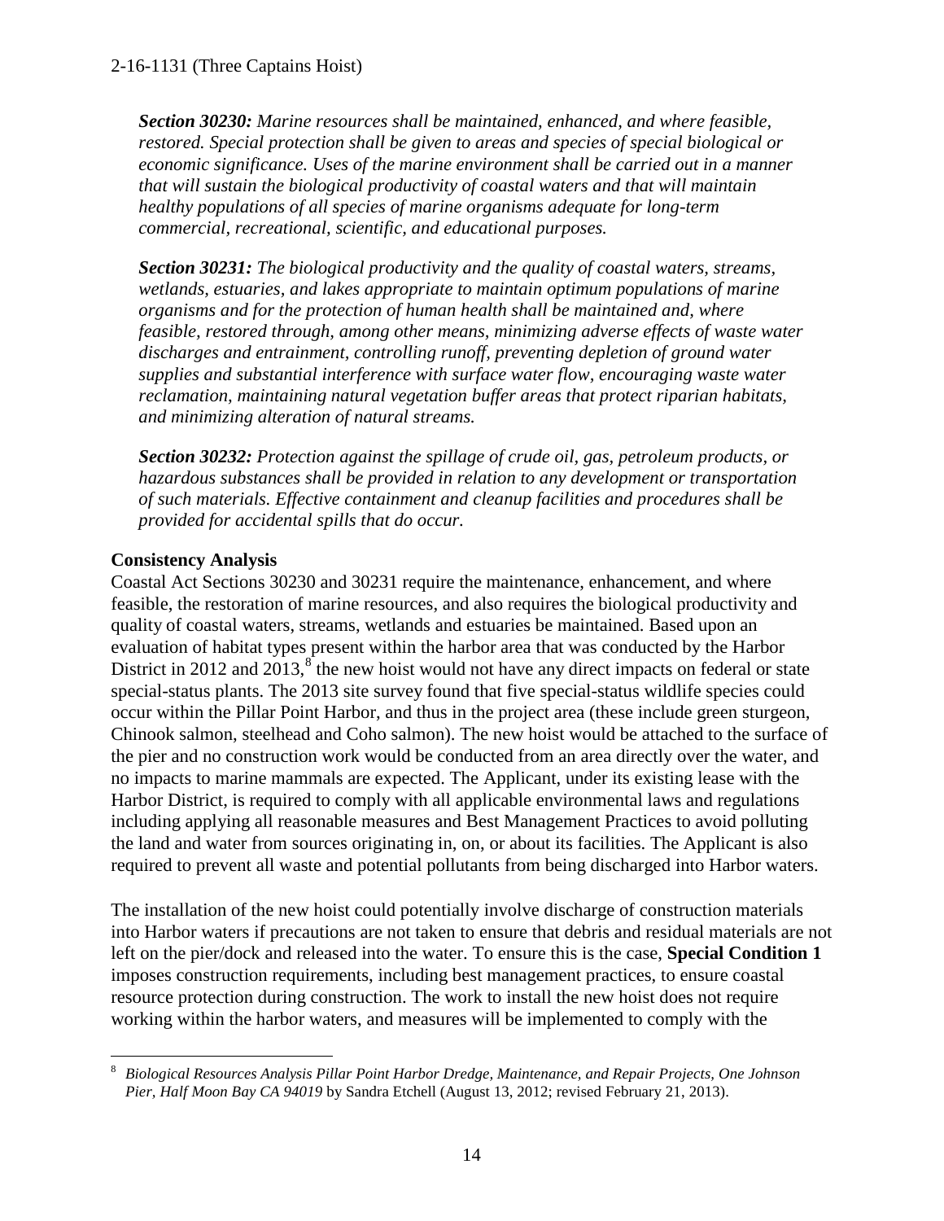***Section 30230:** Marine resources shall be maintained, enhanced, and where feasible, restored. Special protection shall be given to areas and species of special biological or economic significance. Uses of the marine environment shall be carried out in a manner that will sustain the biological productivity of coastal waters and that will maintain healthy populations of all species of marine organisms adequate for long-term commercial, recreational, scientific, and educational purposes.*

***Section 30231:** The biological productivity and the quality of coastal waters, streams, wetlands, estuaries, and lakes appropriate to maintain optimum populations of marine organisms and for the protection of human health shall be maintained and, where feasible, restored through, among other means, minimizing adverse effects of waste water discharges and entrainment, controlling runoff, preventing depletion of ground water supplies and substantial interference with surface water flow, encouraging waste water reclamation, maintaining natural vegetation buffer areas that protect riparian habitats, and minimizing alteration of natural streams.*

***Section 30232:** Protection against the spillage of crude oil, gas, petroleum products, or hazardous substances shall be provided in relation to any development or transportation of such materials. Effective containment and cleanup facilities and procedures shall be provided for accidental spills that do occur.*

**Consistency Analysis**

Coastal Act Sections 30230 and 30231 require the maintenance, enhancement, and where feasible, the restoration of marine resources, and also requires the biological productivity and quality of coastal waters, streams, wetlands and estuaries be maintained. Based upon an evaluation of habitat types present within the harbor area that was conducted by the Harbor District in 2012 and 2013,[8] the new hoist would not have any direct impacts on federal or state special-status plants. The 2013 site survey found that five special-status wildlife species could occur within the Pillar Point Harbor, and thus in the project area (these include green sturgeon, Chinook salmon, steelhead and Coho salmon). The new hoist would be attached to the surface of the pier and no construction work would be conducted from an area directly over the water, and no impacts to marine mammals are expected. The Applicant, under its existing lease with the Harbor District, is required to comply with all applicable environmental laws and regulations including applying all reasonable measures and Best Management Practices to avoid polluting the land and water from sources originating in, on, or about its facilities. The Applicant is also required to prevent all waste and potential pollutants from being discharged into Harbor waters.

The installation of the new hoist could potentially involve discharge of construction materials into Harbor waters if precautions are not taken to ensure that debris and residual materials are not left on the pier/dock and released into the water. To ensure this is the case, **Special Condition 1** imposes construction requirements, including best management practices, to ensure coastal resource protection during construction. The work to install the new hoist does not require working within the harbor waters, and measures will be implemented to comply with the

[8] *Biological Resources Analysis Pillar Point Harbor Dredge, Maintenance, and Repair Projects, One Johnson Pier, Half Moon Bay CA 94019* by Sandra Etchell (August 13, 2012; revised February 21, 2013).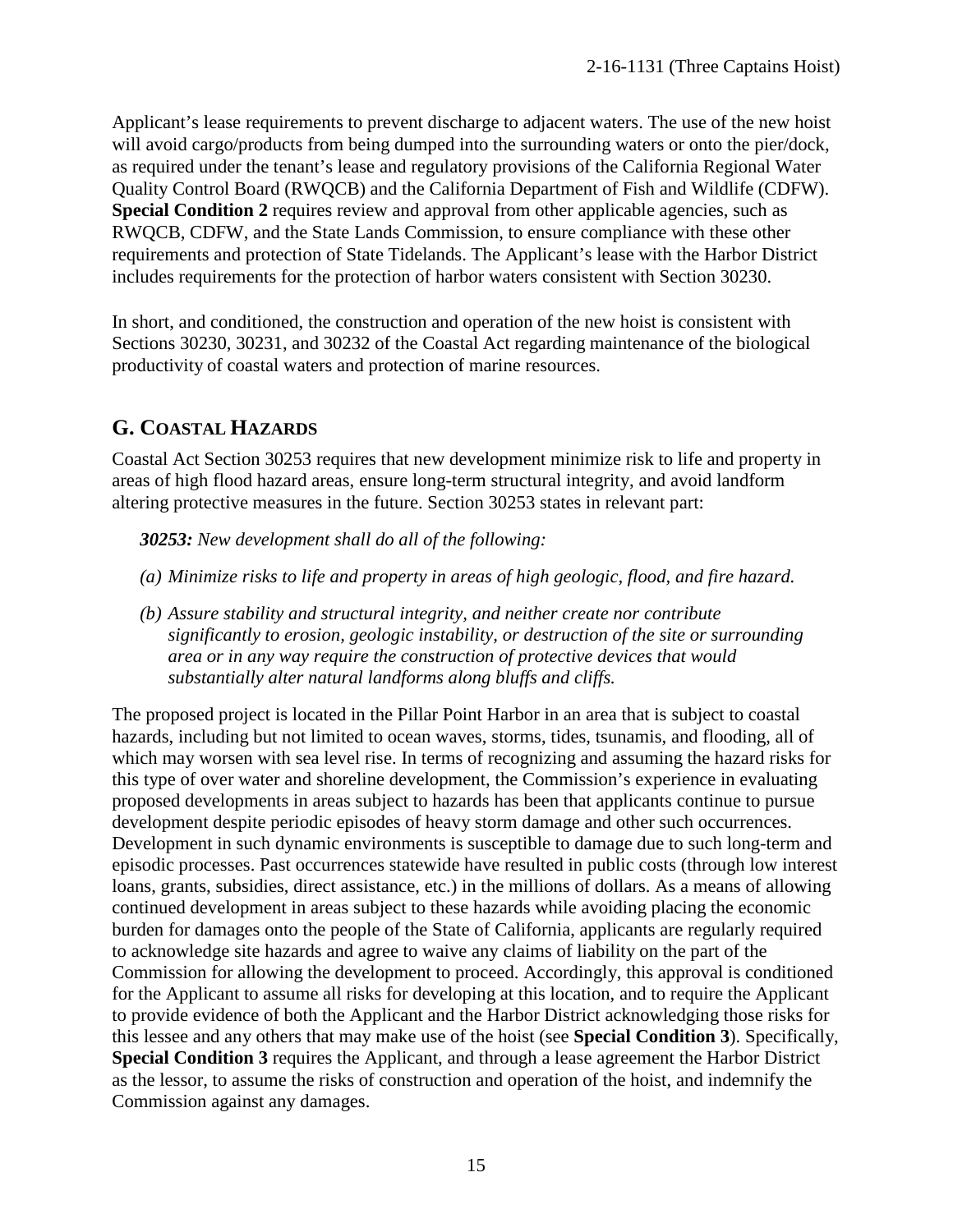Applicant's lease requirements to prevent discharge to adjacent waters. The use of the new hoist will avoid cargo/products from being dumped into the surrounding waters or onto the pier/dock, as required under the tenant's lease and regulatory provisions of the California Regional Water Quality Control Board (RWQCB) and the California Department of Fish and Wildlife (CDFW). **Special Condition 2** requires review and approval from other applicable agencies, such as RWQCB, CDFW, and the State Lands Commission, to ensure compliance with these other requirements and protection of State Tidelands. The Applicant's lease with the Harbor District includes requirements for the protection of harbor waters consistent with Section 30230.

In short, and conditioned, the construction and operation of the new hoist is consistent with Sections 30230, 30231, and 30232 of the Coastal Act regarding maintenance of the biological productivity of coastal waters and protection of marine resources.

## G. Coastal Hazards

Coastal Act Section 30253 requires that new development minimize risk to life and property in areas of high flood hazard areas, ensure long-term structural integrity, and avoid landform altering protective measures in the future. Section 30253 states in relevant part:

> ***30253:*** *New development shall do all of the following:*
>
> *(a) Minimize risks to life and property in areas of high geologic, flood, and fire hazard.*
>
> *(b) Assure stability and structural integrity, and neither create nor contribute significantly to erosion, geologic instability, or destruction of the site or surrounding area or in any way require the construction of protective devices that would substantially alter natural landforms along bluffs and cliffs.*

The proposed project is located in the Pillar Point Harbor in an area that is subject to coastal hazards, including but not limited to ocean waves, storms, tides, tsunamis, and flooding, all of which may worsen with sea level rise. In terms of recognizing and assuming the hazard risks for this type of over water and shoreline development, the Commission's experience in evaluating proposed developments in areas subject to hazards has been that applicants continue to pursue development despite periodic episodes of heavy storm damage and other such occurrences. Development in such dynamic environments is susceptible to damage due to such long-term and episodic processes. Past occurrences statewide have resulted in public costs (through low interest loans, grants, subsidies, direct assistance, etc.) in the millions of dollars. As a means of allowing continued development in areas subject to these hazards while avoiding placing the economic burden for damages onto the people of the State of California, applicants are regularly required to acknowledge site hazards and agree to waive any claims of liability on the part of the Commission for allowing the development to proceed. Accordingly, this approval is conditioned for the Applicant to assume all risks for developing at this location, and to require the Applicant to provide evidence of both the Applicant and the Harbor District acknowledging those risks for this lessee and any others that may make use of the hoist (see **Special Condition 3**). Specifically, **Special Condition 3** requires the Applicant, and through a lease agreement the Harbor District as the lessor, to assume the risks of construction and operation of the hoist, and indemnify the Commission against any damages.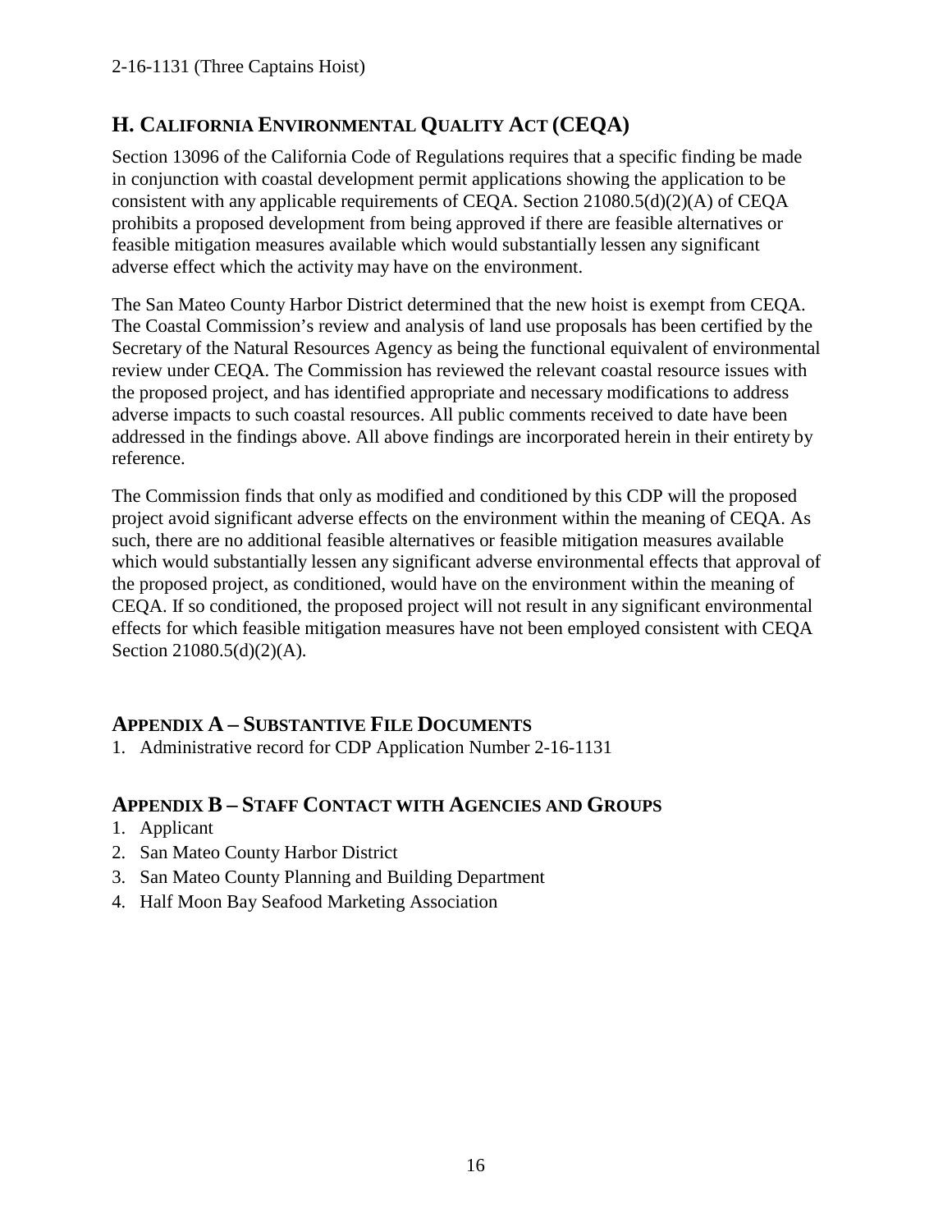## H. California Environmental Quality Act (CEQA)

Section 13096 of the California Code of Regulations requires that a specific finding be made in conjunction with coastal development permit applications showing the application to be consistent with any applicable requirements of CEQA. Section 21080.5(d)(2)(A) of CEQA prohibits a proposed development from being approved if there are feasible alternatives or feasible mitigation measures available which would substantially lessen any significant adverse effect which the activity may have on the environment.

The San Mateo County Harbor District determined that the new hoist is exempt from CEQA. The Coastal Commission's review and analysis of land use proposals has been certified by the Secretary of the Natural Resources Agency as being the functional equivalent of environmental review under CEQA. The Commission has reviewed the relevant coastal resource issues with the proposed project, and has identified appropriate and necessary modifications to address adverse impacts to such coastal resources. All public comments received to date have been addressed in the findings above. All above findings are incorporated herein in their entirety by reference.

The Commission finds that only as modified and conditioned by this CDP will the proposed project avoid significant adverse effects on the environment within the meaning of CEQA. As such, there are no additional feasible alternatives or feasible mitigation measures available which would substantially lessen any significant adverse environmental effects that approval of the proposed project, as conditioned, would have on the environment within the meaning of CEQA. If so conditioned, the proposed project will not result in any significant environmental effects for which feasible mitigation measures have not been employed consistent with CEQA Section 21080.5(d)(2)(A).

## Appendix A – Substantive File Documents

1. Administrative record for CDP Application Number 2-16-1131

## Appendix B – Staff Contact with Agencies and Groups

1. Applicant
2. San Mateo County Harbor District
3. San Mateo County Planning and Building Department
4. Half Moon Bay Seafood Marketing Association